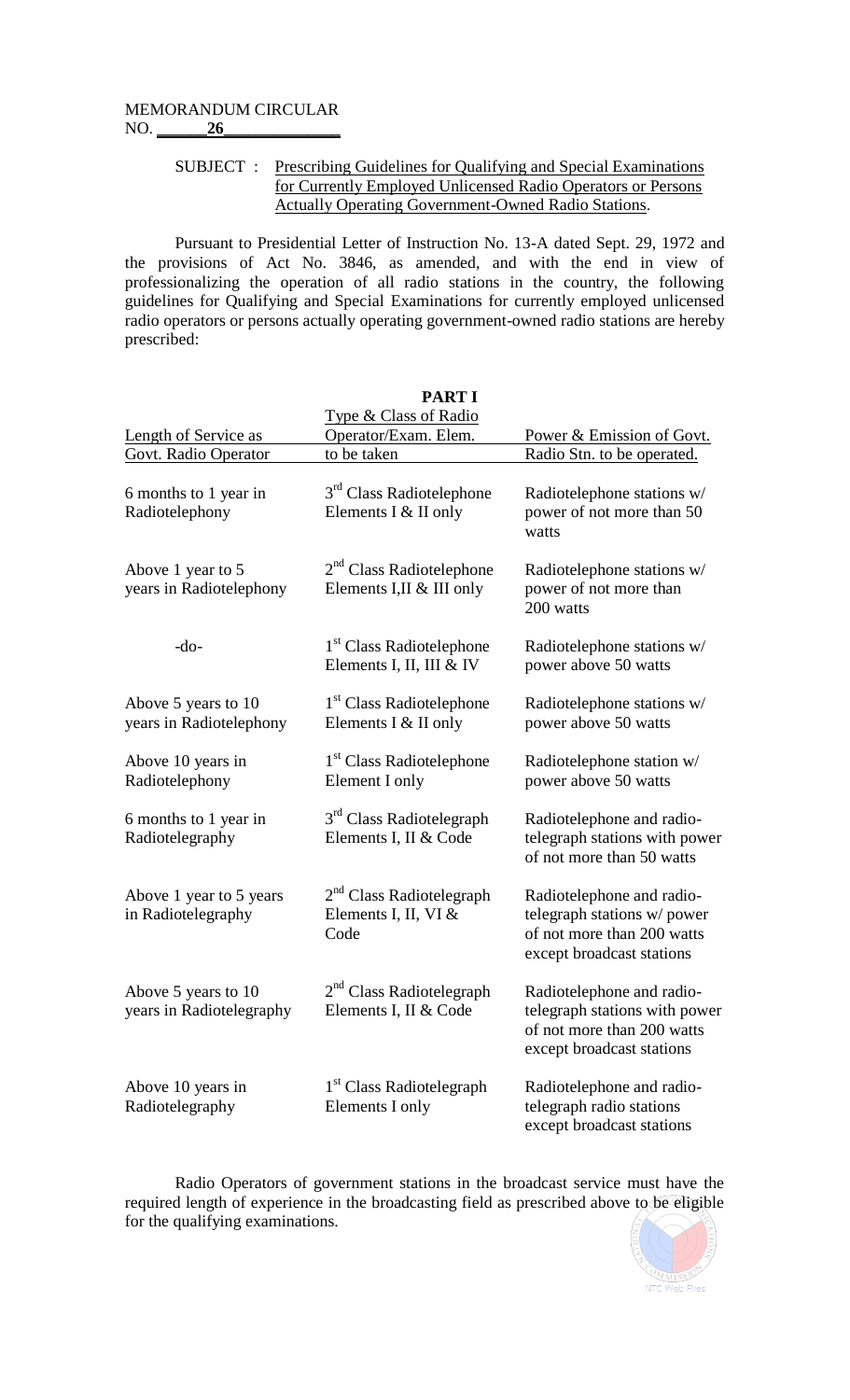MEMORANDUM CIRCULAR
NO. 26

SUBJECT : Prescribing Guidelines for Qualifying and Special Examinations for Currently Employed Unlicensed Radio Operators or Persons Actually Operating Government-Owned Radio Stations.

Pursuant to Presidential Letter of Instruction No. 13-A dated Sept. 29, 1972 and the provisions of Act No. 3846, as amended, and with the end in view of professionalizing the operation of all radio stations in the country, the following guidelines for Qualifying and Special Examinations for currently employed unlicensed radio operators or persons actually operating government-owned radio stations are hereby prescribed:

**PART I**

| Length of Service as Govt. Radio Operator | Type & Class of Radio Operator/Exam. Elem. to be taken | Power & Emission of Govt. Radio Stn. to be operated. |
|---|---|---|
| 6 months to 1 year in Radiotelephony | 3rd Class Radiotelephone Elements I & II only | Radiotelephone stations w/ power of not more than 50 watts |
| Above 1 year to 5 years in Radiotelephony | 2nd Class Radiotelephone Elements I,II & III only | Radiotelephone stations w/ power of not more than 200 watts |
| -do- | 1st Class Radiotelephone Elements I, II, III & IV | Radiotelephone stations w/ power above 50 watts |
| Above 5 years to 10 years in Radiotelephony | 1st Class Radiotelephone Elements I & II only | Radiotelephone stations w/ power above 50 watts |
| Above 10 years in Radiotelephony | 1st Class Radiotelephone Element I only | Radiotelephone station w/ power above 50 watts |
| 6 months to 1 year in Radiotelegraphy | 3rd Class Radiotelegraph Elements I, II & Code | Radiotelephone and radio-telegraph stations with power of not more than 50 watts |
| Above 1 year to 5 years in Radiotelegraphy | 2nd Class Radiotelegraph Elements I, II, VI & Code | Radiotelephone and radio-telegraph stations w/ power of not more than 200 watts except broadcast stations |
| Above 5 years to 10 years in Radiotelegraphy | 2nd Class Radiotelegraph Elements I, II & Code | Radiotelephone and radio-telegraph stations with power of not more than 200 watts except broadcast stations |
| Above 10 years in Radiotelegraphy | 1st Class Radiotelegraph Elements I only | Radiotelephone and radio-telegraph radio stations except broadcast stations |

Radio Operators of government stations in the broadcast service must have the required length of experience in the broadcasting field as prescribed above to be eligible for the qualifying examinations.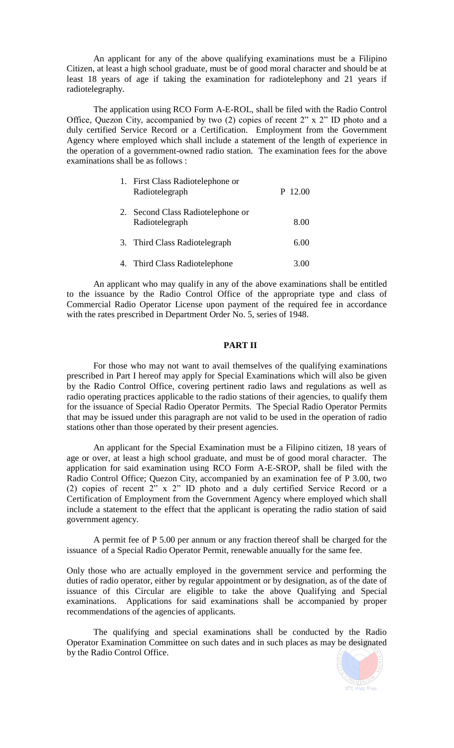An applicant for any of the above qualifying examinations must be a Filipino Citizen, at least a high school graduate, must be of good moral character and should be at least 18 years of age if taking the examination for radiotelephony and 21 years if radiotelegraphy.

The application using RCO Form A-E-ROL, shall be filed with the Radio Control Office, Quezon City, accompanied by two (2) copies of recent 2" x 2" ID photo and a duly certified Service Record or a Certification. Employment from the Government Agency where employed which shall include a statement of the length of experience in the operation of a government-owned radio station. The examination fees for the above examinations shall be as follows :

| | |
|---|---|
| 1. First Class Radiotelephone or Radiotelegraph | P 12.00 |
| 2. Second Class Radiotelephone or Radiotelegraph | 8.00 |
| 3. Third Class Radiotelegraph | 6.00 |
| 4. Third Class Radiotelephone | 3.00 |

An applicant who may qualify in any of the above examinations shall be entitled to the issuance by the Radio Control Office of the appropriate type and class of Commercial Radio Operator License upon payment of the required fee in accordance with the rates prescribed in Department Order No. 5, series of 1948.

**PART II**

For those who may not want to avail themselves of the qualifying examinations prescribed in Part I hereof may apply for Special Examinations which will also be given by the Radio Control Office, covering pertinent radio laws and regulations as well as radio operating practices applicable to the radio stations of their agencies, to qualify them for the issuance of Special Radio Operator Permits. The Special Radio Operator Permits that may be issued under this paragraph are not valid to be used in the operation of radio stations other than those operated by their present agencies.

An applicant for the Special Examination must be a Filipino citizen, 18 years of age or over, at least a high school graduate, and must be of good moral character. The application for said examination using RCO Form A-E-SROP, shall be filed with the Radio Control Office; Quezon City, accompanied by an examination fee of P 3.00, two (2) copies of recent 2" x 2" ID photo and a duly certified Service Record or a Certification of Employment from the Government Agency where employed which shall include a statement to the effect that the applicant is operating the radio station of said government agency.

A permit fee of P 5.00 per annum or any fraction thereof shall be charged for the issuance of a Special Radio Operator Permit, renewable anuually for the same fee.

Only those who are actually employed in the government service and performing the duties of radio operator, either by regular appointment or by designation, as of the date of issuance of this Circular are eligible to take the above Qualifying and Special examinations. Applications for said examinations shall be accompanied by proper recommendations of the agencies of applicants.

The qualifying and special examinations shall be conducted by the Radio Operator Examination Committee on such dates and in such places as may be designated by the Radio Control Office.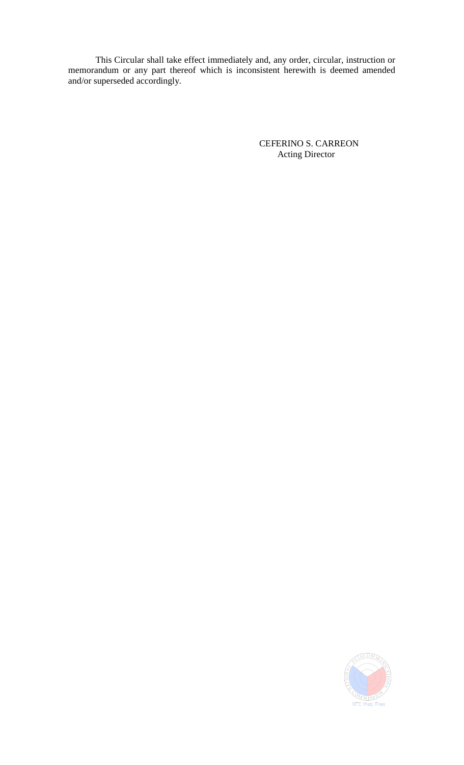This Circular shall take effect immediately and, any order, circular, instruction or memorandum or any part thereof which is inconsistent herewith is deemed amended and/or superseded accordingly.

CEFERINO S. CARREON  
Acting Director